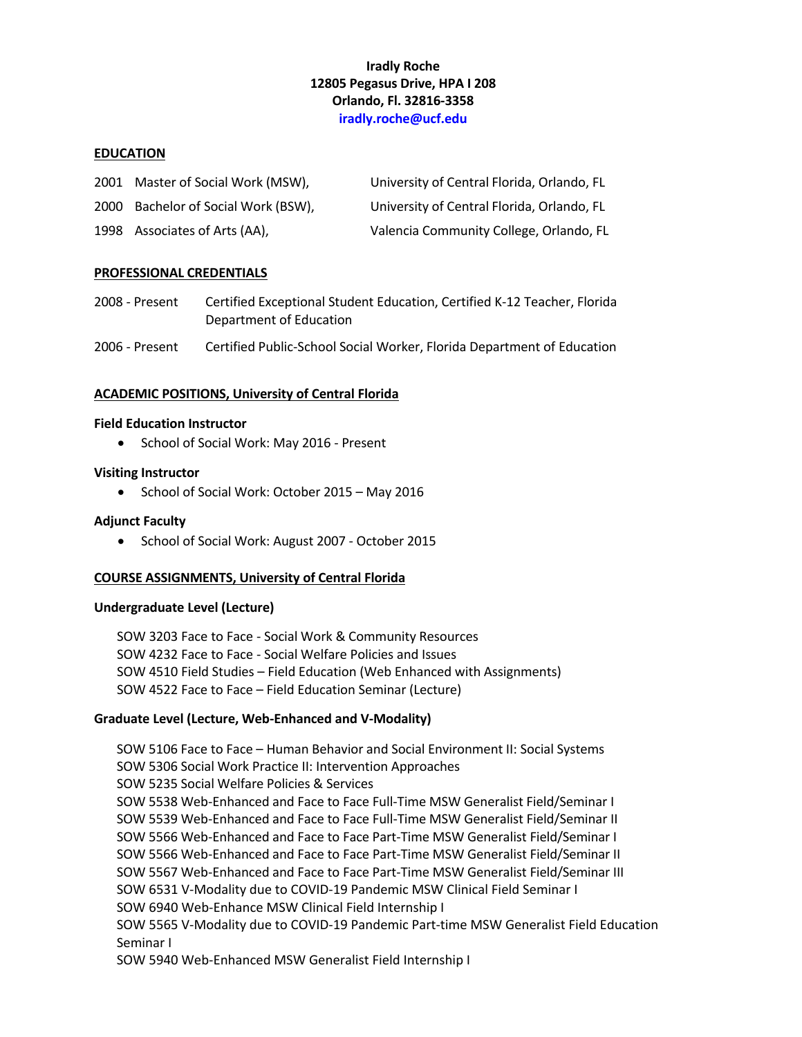**Iradly Roche**
**12805 Pegasus Drive, HPA I 208**
**Orlando, Fl. 32816-3358**
**iradly.roche@ucf.edu**

## EDUCATION

| | | |
|---|---|---|
| 2001 | Master of Social Work (MSW), | University of Central Florida, Orlando, FL |
| 2000 | Bachelor of Social Work (BSW), | University of Central Florida, Orlando, FL |
| 1998 | Associates of Arts (AA), | Valencia Community College, Orlando, FL |

## PROFESSIONAL CREDENTIALS

| | |
|---|---|
| 2008 - Present | Certified Exceptional Student Education, Certified K-12 Teacher, Florida Department of Education |
| 2006 - Present | Certified Public-School Social Worker, Florida Department of Education |

## ACADEMIC POSITIONS, University of Central Florida

### Field Education Instructor

- School of Social Work: May 2016 - Present

### Visiting Instructor

- School of Social Work: October 2015 – May 2016

### Adjunct Faculty

- School of Social Work: August 2007 - October 2015

## COURSE ASSIGNMENTS, University of Central Florida

### Undergraduate Level (Lecture)

SOW 3203 Face to Face - Social Work & Community Resources
SOW 4232 Face to Face - Social Welfare Policies and Issues
SOW 4510 Field Studies – Field Education (Web Enhanced with Assignments)
SOW 4522 Face to Face – Field Education Seminar (Lecture)

### Graduate Level (Lecture, Web-Enhanced and V-Modality)

SOW 5106 Face to Face – Human Behavior and Social Environment II: Social Systems
SOW 5306 Social Work Practice II: Intervention Approaches
SOW 5235 Social Welfare Policies & Services
SOW 5538 Web-Enhanced and Face to Face Full-Time MSW Generalist Field/Seminar I
SOW 5539 Web-Enhanced and Face to Face Full-Time MSW Generalist Field/Seminar II
SOW 5566 Web-Enhanced and Face to Face Part-Time MSW Generalist Field/Seminar I
SOW 5566 Web-Enhanced and Face to Face Part-Time MSW Generalist Field/Seminar II
SOW 5567 Web-Enhanced and Face to Face Part-Time MSW Generalist Field/Seminar III
SOW 6531 V-Modality due to COVID-19 Pandemic MSW Clinical Field Seminar I
SOW 6940 Web-Enhance MSW Clinical Field Internship I
SOW 5565 V-Modality due to COVID-19 Pandemic Part-time MSW Generalist Field Education Seminar I
SOW 5940 Web-Enhanced MSW Generalist Field Internship I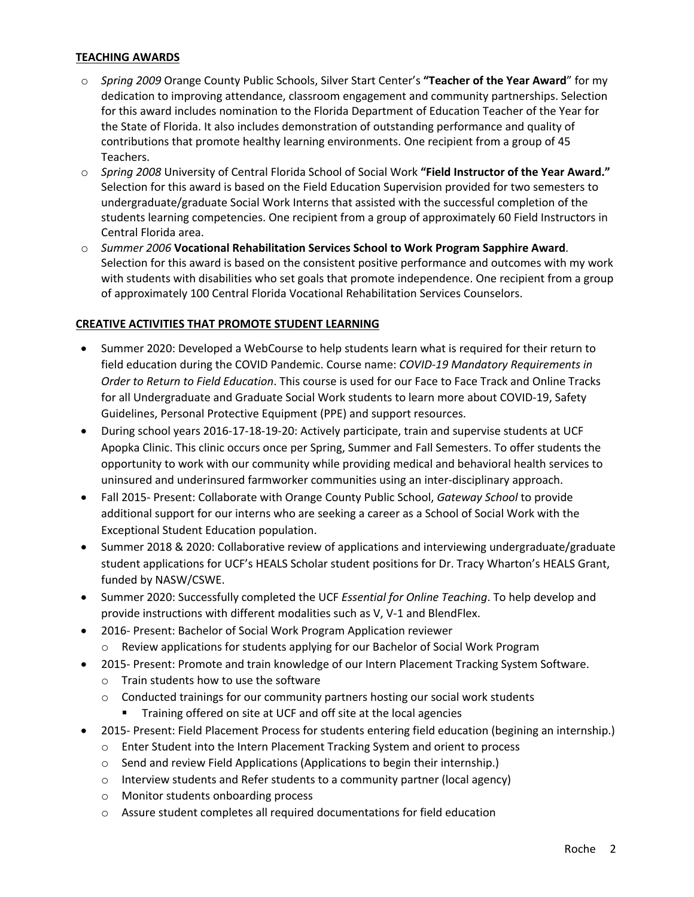## TEACHING AWARDS

- *Spring 2009* Orange County Public Schools, Silver Start Center's **"Teacher of the Year Award**" for my dedication to improving attendance, classroom engagement and community partnerships. Selection for this award includes nomination to the Florida Department of Education Teacher of the Year for the State of Florida. It also includes demonstration of outstanding performance and quality of contributions that promote healthy learning environments. One recipient from a group of 45 Teachers.
- *Spring 2008* University of Central Florida School of Social Work **"Field Instructor of the Year Award."** Selection for this award is based on the Field Education Supervision provided for two semesters to undergraduate/graduate Social Work Interns that assisted with the successful completion of the students learning competencies. One recipient from a group of approximately 60 Field Instructors in Central Florida area.
- *Summer 2006* **Vocational Rehabilitation Services School to Work Program Sapphire Award**. Selection for this award is based on the consistent positive performance and outcomes with my work with students with disabilities who set goals that promote independence. One recipient from a group of approximately 100 Central Florida Vocational Rehabilitation Services Counselors.

## CREATIVE ACTIVITIES THAT PROMOTE STUDENT LEARNING

- Summer 2020: Developed a WebCourse to help students learn what is required for their return to field education during the COVID Pandemic. Course name: *COVID-19 Mandatory Requirements in Order to Return to Field Education*. This course is used for our Face to Face Track and Online Tracks for all Undergraduate and Graduate Social Work students to learn more about COVID-19, Safety Guidelines, Personal Protective Equipment (PPE) and support resources.
- During school years 2016-17-18-19-20: Actively participate, train and supervise students at UCF Apopka Clinic. This clinic occurs once per Spring, Summer and Fall Semesters. To offer students the opportunity to work with our community while providing medical and behavioral health services to uninsured and underinsured farmworker communities using an inter-disciplinary approach.
- Fall 2015- Present: Collaborate with Orange County Public School, *Gateway School* to provide additional support for our interns who are seeking a career as a School of Social Work with the Exceptional Student Education population.
- Summer 2018 & 2020: Collaborative review of applications and interviewing undergraduate/graduate student applications for UCF's HEALS Scholar student positions for Dr. Tracy Wharton's HEALS Grant, funded by NASW/CSWE.
- Summer 2020: Successfully completed the UCF *Essential for Online Teaching*. To help develop and provide instructions with different modalities such as V, V-1 and BlendFlex.
- 2016- Present: Bachelor of Social Work Program Application reviewer
  - Review applications for students applying for our Bachelor of Social Work Program
- 2015- Present: Promote and train knowledge of our Intern Placement Tracking System Software.
  - Train students how to use the software
  - Conducted trainings for our community partners hosting our social work students
    - Training offered on site at UCF and off site at the local agencies
- 2015- Present: Field Placement Process for students entering field education (begining an internship.)
  - Enter Student into the Intern Placement Tracking System and orient to process
  - Send and review Field Applications (Applications to begin their internship.)
  - Interview students and Refer students to a community partner (local agency)
  - Monitor students onboarding process
  - Assure student completes all required documentations for field education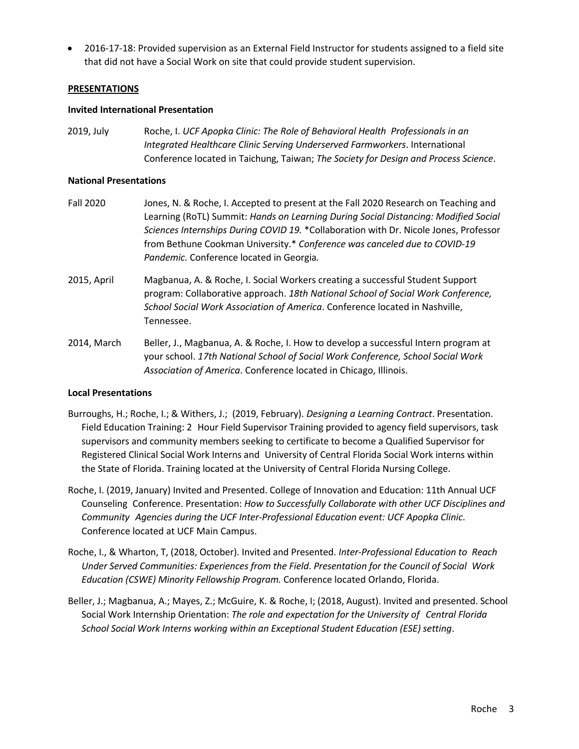- 2016-17-18: Provided supervision as an External Field Instructor for students assigned to a field site that did not have a Social Work on site that could provide student supervision.

## PRESENTATIONS

### Invited International Presentation

2019, July — Roche, I. *UCF Apopka Clinic: The Role of Behavioral Health Professionals in an Integrated Healthcare Clinic Serving Underserved Farmworkers*. International Conference located in Taichung, Taiwan; *The Society for Design and Process Science*.

### National Presentations

Fall 2020 — Jones, N. & Roche, I. Accepted to present at the Fall 2020 Research on Teaching and Learning (RoTL) Summit: *Hands on Learning During Social Distancing: Modified Social Sciences Internships During COVID 19.* *Collaboration with Dr. Nicole Jones, Professor from Bethune Cookman University.* *Conference was canceled due to COVID-19 Pandemic.* Conference located in Georgia.

2015, April — Magbanua, A. & Roche, I. Social Workers creating a successful Student Support program: Collaborative approach. *18th National School of Social Work Conference, School Social Work Association of America*. Conference located in Nashville, Tennessee.

2014, March — Beller, J., Magbanua, A. & Roche, I. How to develop a successful Intern program at your school. *17th National School of Social Work Conference, School Social Work Association of America*. Conference located in Chicago, Illinois.

### Local Presentations

Burroughs, H.; Roche, I.; & Withers, J.; (2019, February). *Designing a Learning Contract*. Presentation. Field Education Training: 2 Hour Field Supervisor Training provided to agency field supervisors, task supervisors and community members seeking to certificate to become a Qualified Supervisor for Registered Clinical Social Work Interns and University of Central Florida Social Work interns within the State of Florida. Training located at the University of Central Florida Nursing College.

Roche, I. (2019, January) Invited and Presented. College of Innovation and Education: 11th Annual UCF Counseling Conference. Presentation: *How to Successfully Collaborate with other UCF Disciplines and Community Agencies during the UCF Inter-Professional Education event: UCF Apopka Clinic*. Conference located at UCF Main Campus.

Roche, I., & Wharton, T, (2018, October). Invited and Presented. *Inter-Professional Education to Reach Under Served Communities: Experiences from the Field*. *Presentation for the Council of Social Work Education (CSWE) Minority Fellowship Program.* Conference located Orlando, Florida.

Beller, J.; Magbanua, A.; Mayes, Z.; McGuire, K. & Roche, I; (2018, August). Invited and presented. School Social Work Internship Orientation: *The role and expectation for the University of Central Florida School Social Work Interns working within an Exceptional Student Education (ESE) setting*.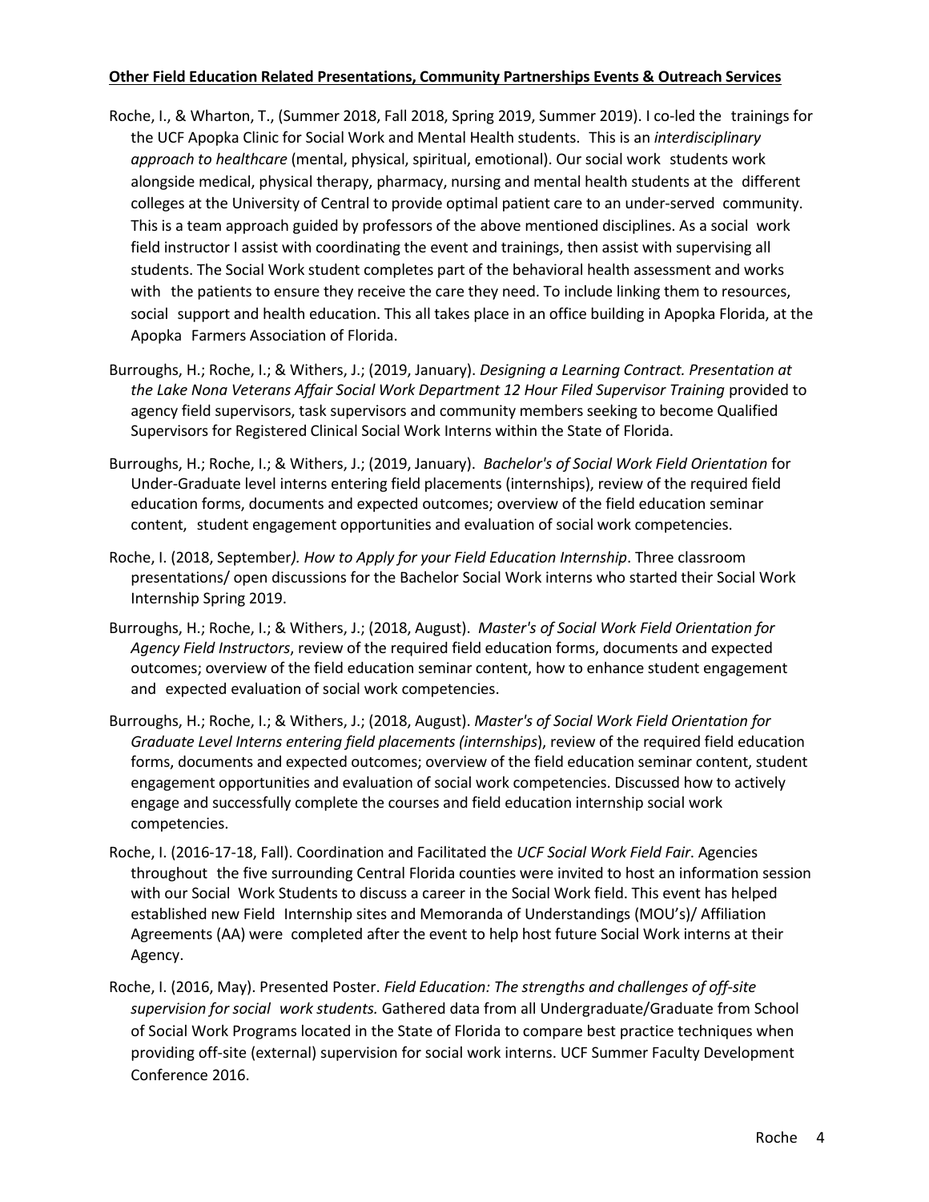**Other Field Education Related Presentations, Community Partnerships Events & Outreach Services**

Roche, I., & Wharton, T., (Summer 2018, Fall 2018, Spring 2019, Summer 2019). I co-led the trainings for the UCF Apopka Clinic for Social Work and Mental Health students. This is an *interdisciplinary approach to healthcare* (mental, physical, spiritual, emotional). Our social work students work alongside medical, physical therapy, pharmacy, nursing and mental health students at the different colleges at the University of Central to provide optimal patient care to an under-served community. This is a team approach guided by professors of the above mentioned disciplines. As a social work field instructor I assist with coordinating the event and trainings, then assist with supervising all students. The Social Work student completes part of the behavioral health assessment and works with the patients to ensure they receive the care they need. To include linking them to resources, social support and health education. This all takes place in an office building in Apopka Florida, at the Apopka Farmers Association of Florida.

Burroughs, H.; Roche, I.; & Withers, J.; (2019, January). *Designing a Learning Contract. Presentation at the Lake Nona Veterans Affair Social Work Department 12 Hour Filed Supervisor Training* provided to agency field supervisors, task supervisors and community members seeking to become Qualified Supervisors for Registered Clinical Social Work Interns within the State of Florida.

Burroughs, H.; Roche, I.; & Withers, J.; (2019, January). *Bachelor's of Social Work Field Orientation* for Under-Graduate level interns entering field placements (internships), review of the required field education forms, documents and expected outcomes; overview of the field education seminar content, student engagement opportunities and evaluation of social work competencies.

Roche, I. (2018, September*). How to Apply for your Field Education Internship*. Three classroom presentations/ open discussions for the Bachelor Social Work interns who started their Social Work Internship Spring 2019.

Burroughs, H.; Roche, I.; & Withers, J.; (2018, August). *Master's of Social Work Field Orientation for Agency Field Instructors*, review of the required field education forms, documents and expected outcomes; overview of the field education seminar content, how to enhance student engagement and expected evaluation of social work competencies.

Burroughs, H.; Roche, I.; & Withers, J.; (2018, August). *Master's of Social Work Field Orientation for Graduate Level Interns entering field placements (internships*), review of the required field education forms, documents and expected outcomes; overview of the field education seminar content, student engagement opportunities and evaluation of social work competencies. Discussed how to actively engage and successfully complete the courses and field education internship social work competencies.

Roche, I. (2016-17-18, Fall). Coordination and Facilitated the *UCF Social Work Field Fair*. Agencies throughout the five surrounding Central Florida counties were invited to host an information session with our Social Work Students to discuss a career in the Social Work field. This event has helped established new Field Internship sites and Memoranda of Understandings (MOU's)/ Affiliation Agreements (AA) were completed after the event to help host future Social Work interns at their Agency.

Roche, I. (2016, May). Presented Poster. *Field Education: The strengths and challenges of off-site supervision for social work students.* Gathered data from all Undergraduate/Graduate from School of Social Work Programs located in the State of Florida to compare best practice techniques when providing off-site (external) supervision for social work interns. UCF Summer Faculty Development Conference 2016.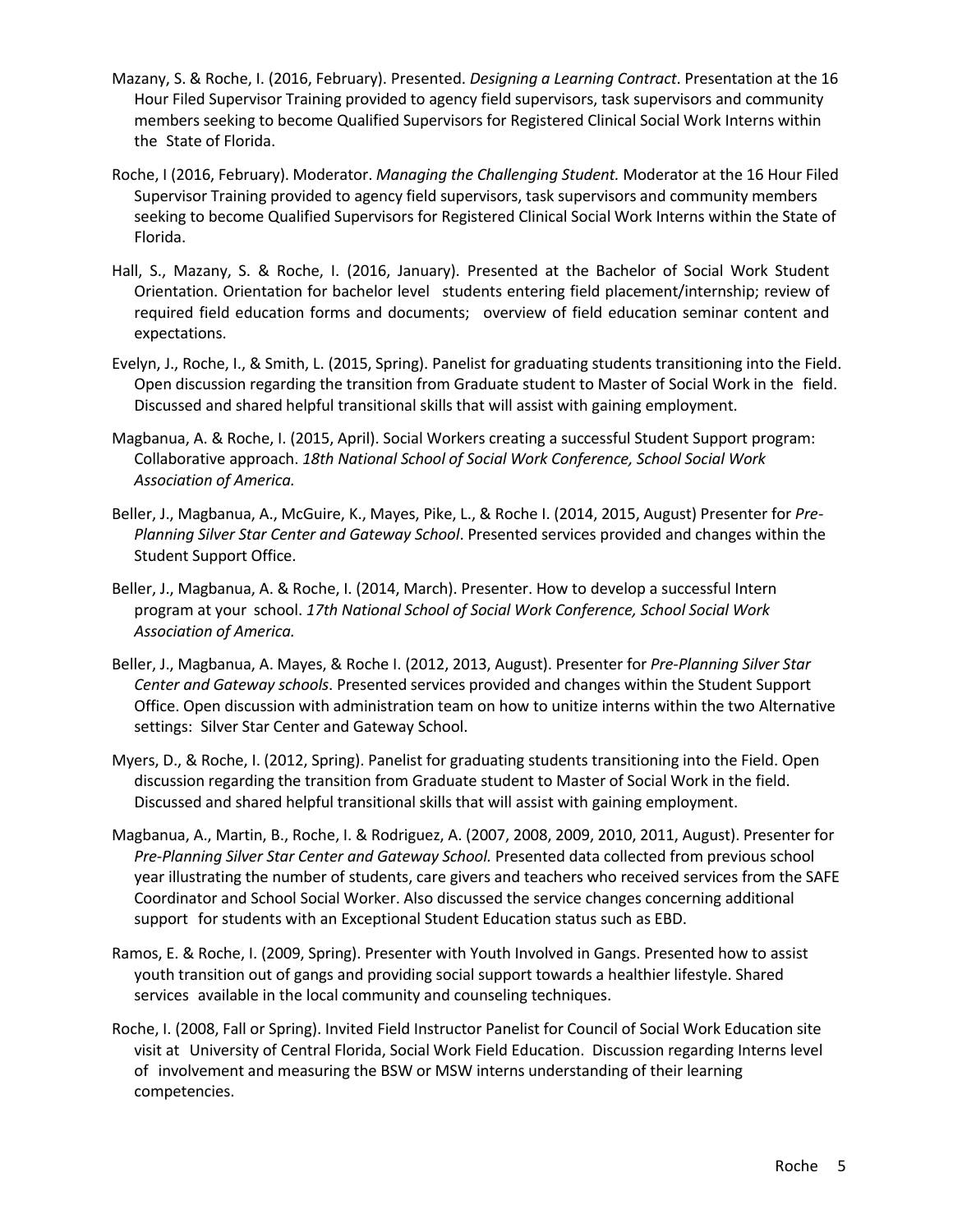Mazany, S. & Roche, I. (2016, February). Presented. *Designing a Learning Contract*. Presentation at the 16 Hour Filed Supervisor Training provided to agency field supervisors, task supervisors and community members seeking to become Qualified Supervisors for Registered Clinical Social Work Interns within the State of Florida.

Roche, I (2016, February). Moderator. *Managing the Challenging Student.* Moderator at the 16 Hour Filed Supervisor Training provided to agency field supervisors, task supervisors and community members seeking to become Qualified Supervisors for Registered Clinical Social Work Interns within the State of Florida.

Hall, S., Mazany, S. & Roche, I. (2016, January). Presented at the Bachelor of Social Work Student Orientation. Orientation for bachelor level students entering field placement/internship; review of required field education forms and documents; overview of field education seminar content and expectations.

Evelyn, J., Roche, I., & Smith, L. (2015, Spring). Panelist for graduating students transitioning into the Field. Open discussion regarding the transition from Graduate student to Master of Social Work in the field. Discussed and shared helpful transitional skills that will assist with gaining employment.

Magbanua, A. & Roche, I. (2015, April). Social Workers creating a successful Student Support program: Collaborative approach. *18th National School of Social Work Conference, School Social Work Association of America.*

Beller, J., Magbanua, A., McGuire, K., Mayes, Pike, L., & Roche I. (2014, 2015, August) Presenter for *Pre-Planning Silver Star Center and Gateway School*. Presented services provided and changes within the Student Support Office.

Beller, J., Magbanua, A. & Roche, I. (2014, March). Presenter. How to develop a successful Intern program at your school. *17th National School of Social Work Conference, School Social Work Association of America.*

Beller, J., Magbanua, A. Mayes, & Roche I. (2012, 2013, August). Presenter for *Pre-Planning Silver Star Center and Gateway schools*. Presented services provided and changes within the Student Support Office. Open discussion with administration team on how to unitize interns within the two Alternative settings: Silver Star Center and Gateway School.

Myers, D., & Roche, I. (2012, Spring). Panelist for graduating students transitioning into the Field. Open discussion regarding the transition from Graduate student to Master of Social Work in the field. Discussed and shared helpful transitional skills that will assist with gaining employment.

Magbanua, A., Martin, B., Roche, I. & Rodriguez, A. (2007, 2008, 2009, 2010, 2011, August). Presenter for *Pre-Planning Silver Star Center and Gateway School.* Presented data collected from previous school year illustrating the number of students, care givers and teachers who received services from the SAFE Coordinator and School Social Worker. Also discussed the service changes concerning additional support for students with an Exceptional Student Education status such as EBD.

Ramos, E. & Roche, I. (2009, Spring). Presenter with Youth Involved in Gangs. Presented how to assist youth transition out of gangs and providing social support towards a healthier lifestyle. Shared services available in the local community and counseling techniques.

Roche, I. (2008, Fall or Spring). Invited Field Instructor Panelist for Council of Social Work Education site visit at University of Central Florida, Social Work Field Education. Discussion regarding Interns level of involvement and measuring the BSW or MSW interns understanding of their learning competencies.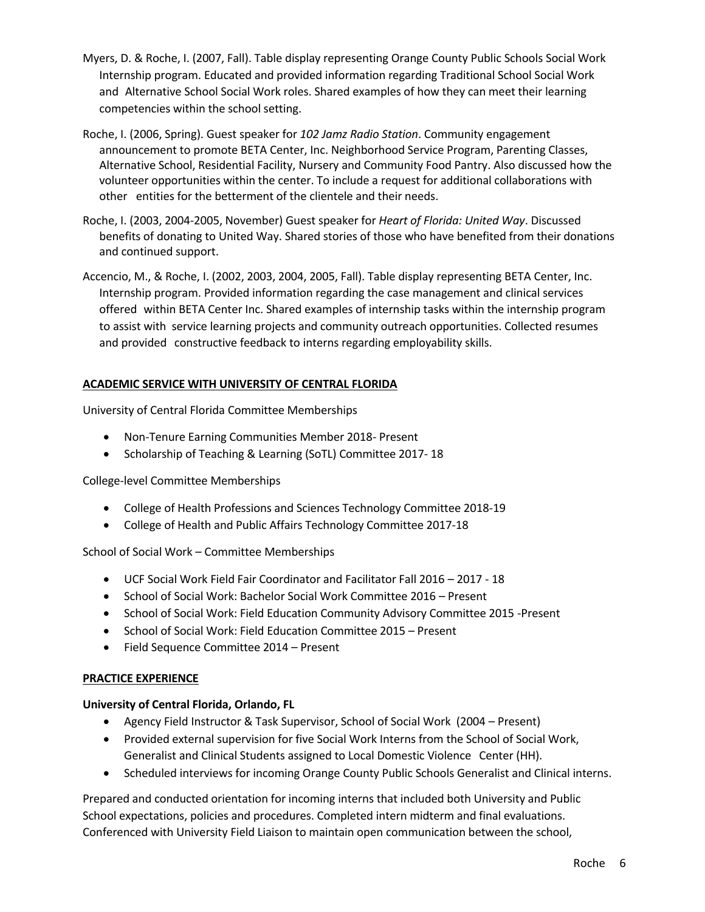Myers, D. & Roche, I. (2007, Fall). Table display representing Orange County Public Schools Social Work Internship program. Educated and provided information regarding Traditional School Social Work and Alternative School Social Work roles. Shared examples of how they can meet their learning competencies within the school setting.

Roche, I. (2006, Spring). Guest speaker for *102 Jamz Radio Station*. Community engagement announcement to promote BETA Center, Inc. Neighborhood Service Program, Parenting Classes, Alternative School, Residential Facility, Nursery and Community Food Pantry. Also discussed how the volunteer opportunities within the center. To include a request for additional collaborations with other entities for the betterment of the clientele and their needs.

Roche, I. (2003, 2004-2005, November) Guest speaker for *Heart of Florida: United Way*. Discussed benefits of donating to United Way. Shared stories of those who have benefited from their donations and continued support.

Accencio, M., & Roche, I. (2002, 2003, 2004, 2005, Fall). Table display representing BETA Center, Inc. Internship program. Provided information regarding the case management and clinical services offered within BETA Center Inc. Shared examples of internship tasks within the internship program to assist with service learning projects and community outreach opportunities. Collected resumes and provided constructive feedback to interns regarding employability skills.

## ACADEMIC SERVICE WITH UNIVERSITY OF CENTRAL FLORIDA

University of Central Florida Committee Memberships

- Non-Tenure Earning Communities Member 2018- Present
- Scholarship of Teaching & Learning (SoTL) Committee 2017- 18

College-level Committee Memberships

- College of Health Professions and Sciences Technology Committee 2018-19
- College of Health and Public Affairs Technology Committee 2017-18

School of Social Work – Committee Memberships

- UCF Social Work Field Fair Coordinator and Facilitator Fall 2016 – 2017 - 18
- School of Social Work: Bachelor Social Work Committee 2016 – Present
- School of Social Work: Field Education Community Advisory Committee 2015 -Present
- School of Social Work: Field Education Committee 2015 – Present
- Field Sequence Committee 2014 – Present

## PRACTICE EXPERIENCE

**University of Central Florida, Orlando, FL**

- Agency Field Instructor & Task Supervisor, School of Social Work (2004 – Present)
- Provided external supervision for five Social Work Interns from the School of Social Work, Generalist and Clinical Students assigned to Local Domestic Violence Center (HH).
- Scheduled interviews for incoming Orange County Public Schools Generalist and Clinical interns.

Prepared and conducted orientation for incoming interns that included both University and Public School expectations, policies and procedures. Completed intern midterm and final evaluations. Conferenced with University Field Liaison to maintain open communication between the school,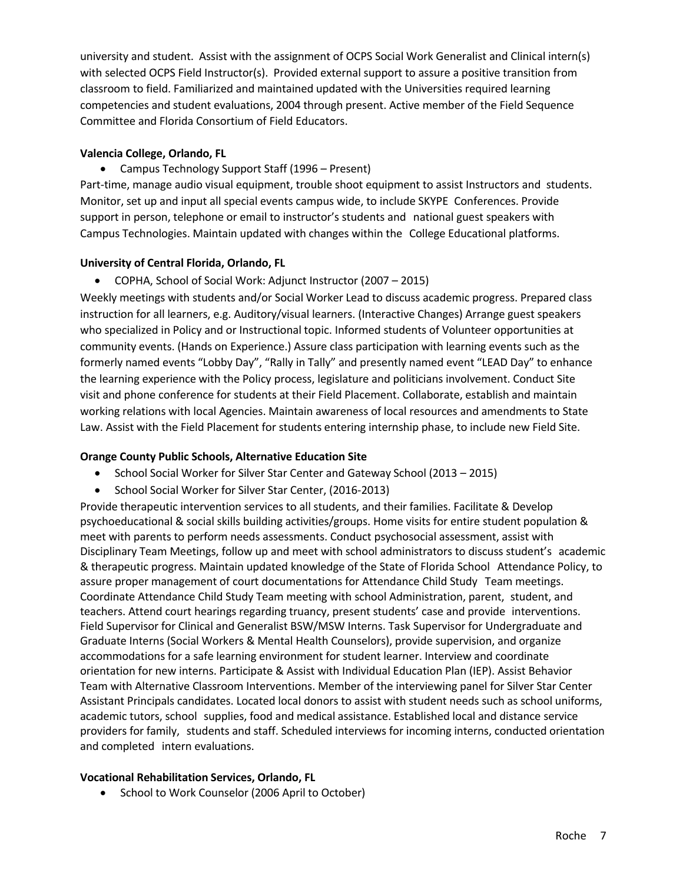university and student. Assist with the assignment of OCPS Social Work Generalist and Clinical intern(s) with selected OCPS Field Instructor(s). Provided external support to assure a positive transition from classroom to field. Familiarized and maintained updated with the Universities required learning competencies and student evaluations, 2004 through present. Active member of the Field Sequence Committee and Florida Consortium of Field Educators.

**Valencia College, Orlando, FL**

- Campus Technology Support Staff (1996 – Present)

Part-time, manage audio visual equipment, trouble shoot equipment to assist Instructors and students. Monitor, set up and input all special events campus wide, to include SKYPE Conferences. Provide support in person, telephone or email to instructor's students and national guest speakers with Campus Technologies. Maintain updated with changes within the College Educational platforms.

**University of Central Florida, Orlando, FL**

- COPHA, School of Social Work: Adjunct Instructor (2007 – 2015)

Weekly meetings with students and/or Social Worker Lead to discuss academic progress. Prepared class instruction for all learners, e.g. Auditory/visual learners. (Interactive Changes) Arrange guest speakers who specialized in Policy and or Instructional topic. Informed students of Volunteer opportunities at community events. (Hands on Experience.) Assure class participation with learning events such as the formerly named events "Lobby Day", "Rally in Tally" and presently named event "LEAD Day" to enhance the learning experience with the Policy process, legislature and politicians involvement. Conduct Site visit and phone conference for students at their Field Placement. Collaborate, establish and maintain working relations with local Agencies. Maintain awareness of local resources and amendments to State Law. Assist with the Field Placement for students entering internship phase, to include new Field Site.

**Orange County Public Schools, Alternative Education Site**

- School Social Worker for Silver Star Center and Gateway School (2013 – 2015)
- School Social Worker for Silver Star Center, (2016-2013)

Provide therapeutic intervention services to all students, and their families. Facilitate & Develop psychoeducational & social skills building activities/groups. Home visits for entire student population & meet with parents to perform needs assessments. Conduct psychosocial assessment, assist with Disciplinary Team Meetings, follow up and meet with school administrators to discuss student's academic & therapeutic progress. Maintain updated knowledge of the State of Florida School Attendance Policy, to assure proper management of court documentations for Attendance Child Study Team meetings. Coordinate Attendance Child Study Team meeting with school Administration, parent, student, and teachers. Attend court hearings regarding truancy, present students' case and provide interventions. Field Supervisor for Clinical and Generalist BSW/MSW Interns. Task Supervisor for Undergraduate and Graduate Interns (Social Workers & Mental Health Counselors), provide supervision, and organize accommodations for a safe learning environment for student learner. Interview and coordinate orientation for new interns. Participate & Assist with Individual Education Plan (IEP). Assist Behavior Team with Alternative Classroom Interventions. Member of the interviewing panel for Silver Star Center Assistant Principals candidates. Located local donors to assist with student needs such as school uniforms, academic tutors, school supplies, food and medical assistance. Established local and distance service providers for family, students and staff. Scheduled interviews for incoming interns, conducted orientation and completed intern evaluations.

**Vocational Rehabilitation Services, Orlando, FL**

- School to Work Counselor (2006 April to October)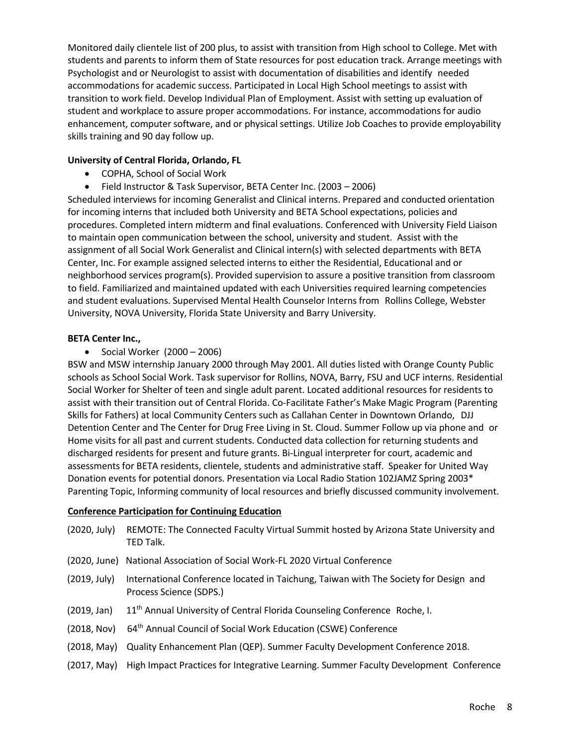Monitored daily clientele list of 200 plus, to assist with transition from High school to College. Met with students and parents to inform them of State resources for post education track. Arrange meetings with Psychologist and or Neurologist to assist with documentation of disabilities and identify needed accommodations for academic success. Participated in Local High School meetings to assist with transition to work field. Develop Individual Plan of Employment. Assist with setting up evaluation of student and workplace to assure proper accommodations. For instance, accommodations for audio enhancement, computer software, and or physical settings. Utilize Job Coaches to provide employability skills training and 90 day follow up.

**University of Central Florida, Orlando, FL**

- COPHA, School of Social Work
- Field Instructor & Task Supervisor, BETA Center Inc. (2003 – 2006)

Scheduled interviews for incoming Generalist and Clinical interns. Prepared and conducted orientation for incoming interns that included both University and BETA School expectations, policies and procedures. Completed intern midterm and final evaluations. Conferenced with University Field Liaison to maintain open communication between the school, university and student. Assist with the assignment of all Social Work Generalist and Clinical intern(s) with selected departments with BETA Center, Inc. For example assigned selected interns to either the Residential, Educational and or neighborhood services program(s). Provided supervision to assure a positive transition from classroom to field. Familiarized and maintained updated with each Universities required learning competencies and student evaluations. Supervised Mental Health Counselor Interns from Rollins College, Webster University, NOVA University, Florida State University and Barry University.

**BETA Center Inc.,**

- Social Worker (2000 – 2006)

BSW and MSW internship January 2000 through May 2001. All duties listed with Orange County Public schools as School Social Work. Task supervisor for Rollins, NOVA, Barry, FSU and UCF interns. Residential Social Worker for Shelter of teen and single adult parent. Located additional resources for residents to assist with their transition out of Central Florida. Co-Facilitate Father's Make Magic Program (Parenting Skills for Fathers) at local Community Centers such as Callahan Center in Downtown Orlando, DJJ Detention Center and The Center for Drug Free Living in St. Cloud. Summer Follow up via phone and or Home visits for all past and current students. Conducted data collection for returning students and discharged residents for present and future grants. Bi-Lingual interpreter for court, academic and assessments for BETA residents, clientele, students and administrative staff. Speaker for United Way Donation events for potential donors. Presentation via Local Radio Station 102JAMZ Spring 2003* Parenting Topic, Informing community of local resources and briefly discussed community involvement.

**Conference Participation for Continuing Education**

(2020, July) REMOTE: The Connected Faculty Virtual Summit hosted by Arizona State University and TED Talk.

(2020, June) National Association of Social Work-FL 2020 Virtual Conference

(2019, July) International Conference located in Taichung, Taiwan with The Society for Design and Process Science (SDPS.)

(2019, Jan) 11th Annual University of Central Florida Counseling Conference Roche, I.

(2018, Nov) 64th Annual Council of Social Work Education (CSWE) Conference

(2018, May) Quality Enhancement Plan (QEP). Summer Faculty Development Conference 2018.

(2017, May) High Impact Practices for Integrative Learning. Summer Faculty Development Conference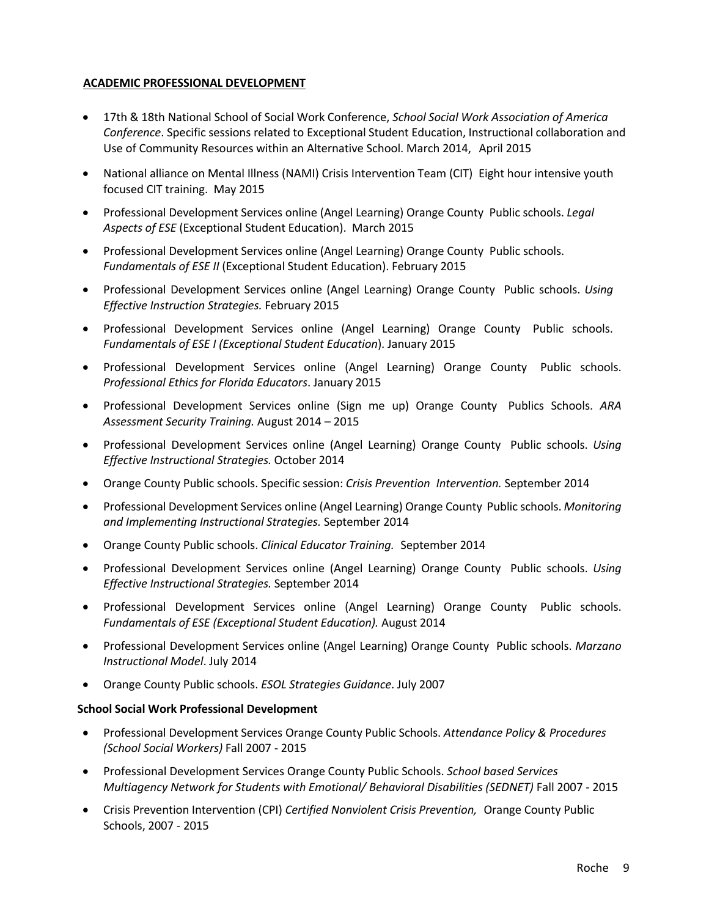**ACADEMIC PROFESSIONAL DEVELOPMENT**

- 17th & 18th National School of Social Work Conference, *School Social Work Association of America Conference*. Specific sessions related to Exceptional Student Education, Instructional collaboration and Use of Community Resources within an Alternative School. March 2014, April 2015
- National alliance on Mental Illness (NAMI) Crisis Intervention Team (CIT) Eight hour intensive youth focused CIT training. May 2015
- Professional Development Services online (Angel Learning) Orange County Public schools. *Legal Aspects of ESE* (Exceptional Student Education). March 2015
- Professional Development Services online (Angel Learning) Orange County Public schools. *Fundamentals of ESE II* (Exceptional Student Education). February 2015
- Professional Development Services online (Angel Learning) Orange County Public schools. *Using Effective Instruction Strategies.* February 2015
- Professional Development Services online (Angel Learning) Orange County Public schools. *Fundamentals of ESE I (Exceptional Student Education*). January 2015
- Professional Development Services online (Angel Learning) Orange County Public schools. *Professional Ethics for Florida Educators*. January 2015
- Professional Development Services online (Sign me up) Orange County Publics Schools. *ARA Assessment Security Training.* August 2014 – 2015
- Professional Development Services online (Angel Learning) Orange County Public schools. *Using Effective Instructional Strategies.* October 2014
- Orange County Public schools. Specific session: *Crisis Prevention Intervention.* September 2014
- Professional Development Services online (Angel Learning) Orange County Public schools. *Monitoring and Implementing Instructional Strategies.* September 2014
- Orange County Public schools. *Clinical Educator Training.* September 2014
- Professional Development Services online (Angel Learning) Orange County Public schools. *Using Effective Instructional Strategies.* September 2014
- Professional Development Services online (Angel Learning) Orange County Public schools. *Fundamentals of ESE (Exceptional Student Education).* August 2014
- Professional Development Services online (Angel Learning) Orange County Public schools. *Marzano Instructional Model*. July 2014
- Orange County Public schools. *ESOL Strategies Guidance*. July 2007

**School Social Work Professional Development**

- Professional Development Services Orange County Public Schools. *Attendance Policy & Procedures (School Social Workers)* Fall 2007 - 2015
- Professional Development Services Orange County Public Schools. *School based Services Multiagency Network for Students with Emotional/ Behavioral Disabilities (SEDNET)* Fall 2007 - 2015
- Crisis Prevention Intervention (CPI) *Certified Nonviolent Crisis Prevention,* Orange County Public Schools, 2007 - 2015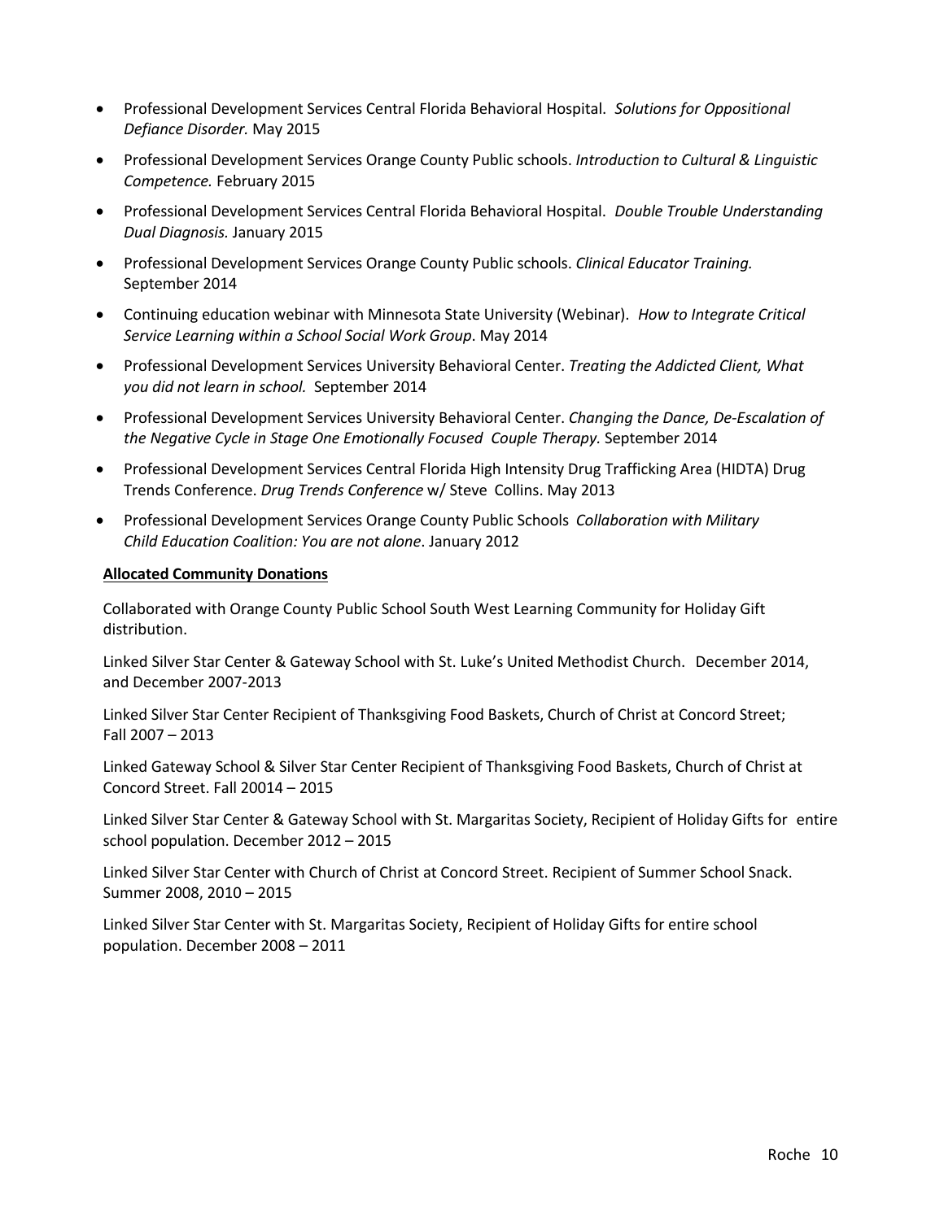- Professional Development Services Central Florida Behavioral Hospital. *Solutions for Oppositional Defiance Disorder.* May 2015
- Professional Development Services Orange County Public schools. *Introduction to Cultural & Linguistic Competence.* February 2015
- Professional Development Services Central Florida Behavioral Hospital. *Double Trouble Understanding Dual Diagnosis.* January 2015
- Professional Development Services Orange County Public schools. *Clinical Educator Training.* September 2014
- Continuing education webinar with Minnesota State University (Webinar). *How to Integrate Critical Service Learning within a School Social Work Group*. May 2014
- Professional Development Services University Behavioral Center. *Treating the Addicted Client, What you did not learn in school.* September 2014
- Professional Development Services University Behavioral Center. *Changing the Dance, De-Escalation of the Negative Cycle in Stage One Emotionally Focused Couple Therapy.* September 2014
- Professional Development Services Central Florida High Intensity Drug Trafficking Area (HIDTA) Drug Trends Conference. *Drug Trends Conference* w/ Steve Collins. May 2013
- Professional Development Services Orange County Public Schools *Collaboration with Military Child Education Coalition: You are not alone*. January 2012

**<u>Allocated Community Donations</u>**

Collaborated with Orange County Public School South West Learning Community for Holiday Gift distribution.

Linked Silver Star Center & Gateway School with St. Luke's United Methodist Church. December 2014, and December 2007-2013

Linked Silver Star Center Recipient of Thanksgiving Food Baskets, Church of Christ at Concord Street; Fall 2007 – 2013

Linked Gateway School & Silver Star Center Recipient of Thanksgiving Food Baskets, Church of Christ at Concord Street. Fall 20014 – 2015

Linked Silver Star Center & Gateway School with St. Margaritas Society, Recipient of Holiday Gifts for entire school population. December 2012 – 2015

Linked Silver Star Center with Church of Christ at Concord Street. Recipient of Summer School Snack. Summer 2008, 2010 – 2015

Linked Silver Star Center with St. Margaritas Society, Recipient of Holiday Gifts for entire school population. December 2008 – 2011